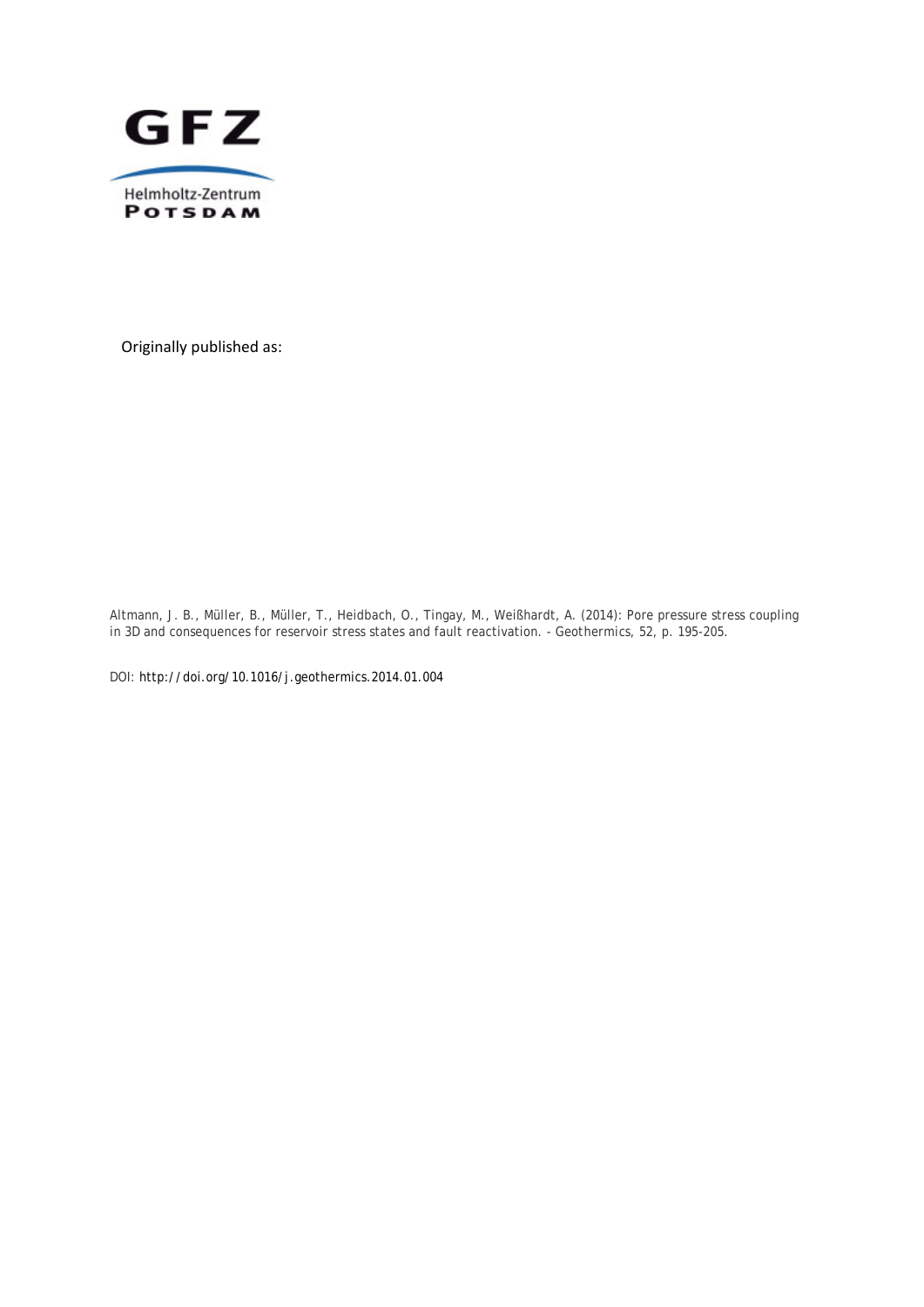GFZ

Helmholtz-Zentrum
POTSDAM

Originally published as:

Altmann, J. B., Müller, B., Müller, T., Heidbach, O., Tingay, M., Weißhardt, A. (2014): Pore pressure stress coupling in 3D and consequences for reservoir stress states and fault reactivation. - Geothermics, 52, p. 195-205.

DOI: http://doi.org/10.1016/j.geothermics.2014.01.004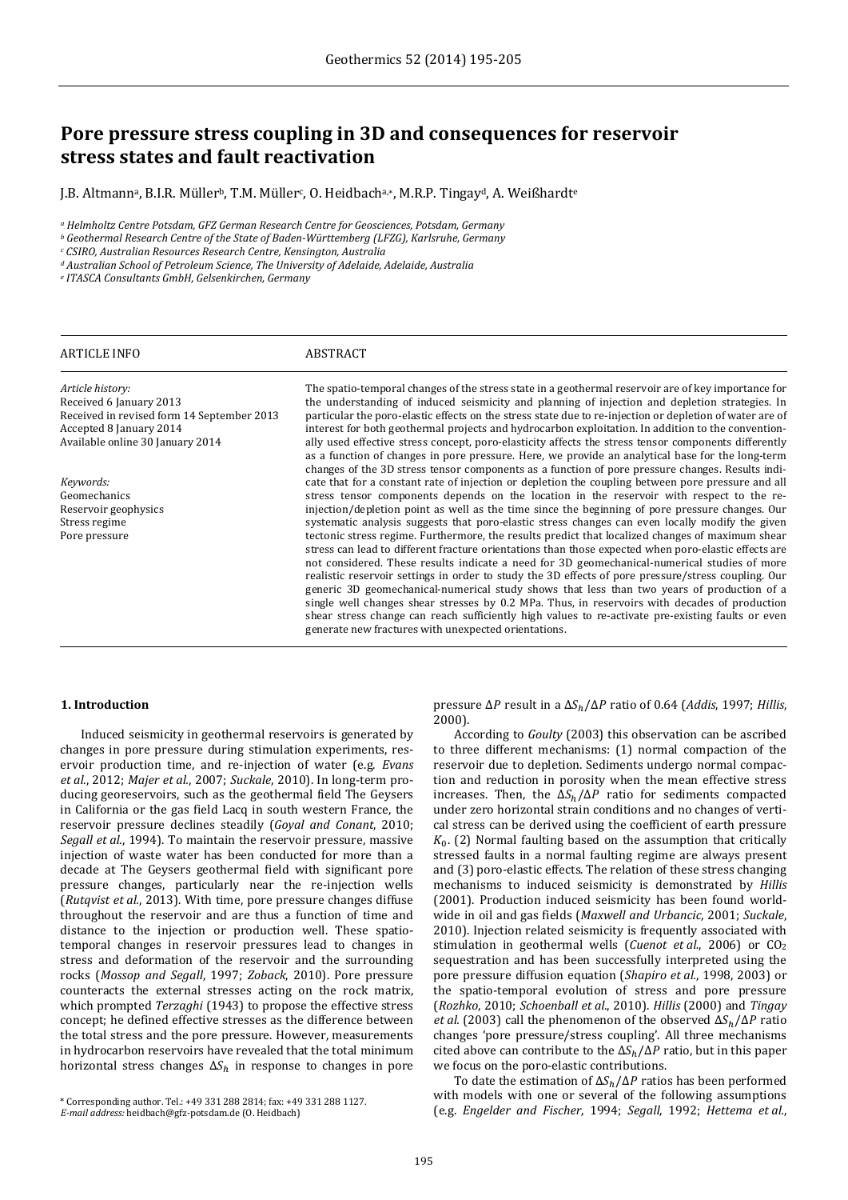# Pore pressure stress coupling in 3D and consequences for reservoir stress states and fault reactivation

J.B. Altmann[a], B.I.R. Müller[b], T.M. Müller[c], O. Heidbach[a,*], M.R.P. Tingay[d], A. Weißhardt[e]

[a] *Helmholtz Centre Potsdam, GFZ German Research Centre for Geosciences, Potsdam, Germany*
[b] *Geothermal Research Centre of the State of Baden-Württemberg (LFZG), Karlsruhe, Germany*
[c] *CSIRO, Australian Resources Research Centre, Kensington, Australia*
[d] *Australian School of Petroleum Science, The University of Adelaide, Adelaide, Australia*
[e] *ITASCA Consultants GmbH, Gelsenkirchen, Germany*

ARTICLE INFO

*Article history:*
Received 6 January 2013
Received in revised form 14 September 2013
Accepted 8 January 2014
Available online 30 January 2014

*Keywords:*
Geomechanics
Reservoir geophysics
Stress regime
Pore pressure

ABSTRACT

The spatio-temporal changes of the stress state in a geothermal reservoir are of key importance for the understanding of induced seismicity and planning of injection and depletion strategies. In particular the poro-elastic effects on the stress state due to re-injection or depletion of water are of interest for both geothermal projects and hydrocarbon exploitation. In addition to the conventionally used effective stress concept, poro-elasticity affects the stress tensor components differently as a function of changes in pore pressure. Here, we provide an analytical base for the long-term changes of the 3D stress tensor components as a function of pore pressure changes. Results indicate that for a constant rate of injection or depletion the coupling between pore pressure and all stress tensor components depends on the location in the reservoir with respect to the re-injection/depletion point as well as the time since the beginning of pore pressure changes. Our systematic analysis suggests that poro-elastic stress changes can even locally modify the given tectonic stress regime. Furthermore, the results predict that localized changes of maximum shear stress can lead to different fracture orientations than those expected when poro-elastic effects are not considered. These results indicate a need for 3D geomechanical-numerical studies of more realistic reservoir settings in order to study the 3D effects of pore pressure/stress coupling. Our generic 3D geomechanical-numerical study shows that less than two years of production of a single well changes shear stresses by 0.2 MPa. Thus, in reservoirs with decades of production shear stress change can reach sufficiently high values to re-activate pre-existing faults or even generate new fractures with unexpected orientations.

## 1. Introduction

Induced seismicity in geothermal reservoirs is generated by changes in pore pressure during stimulation experiments, reservoir production time, and re-injection of water (e.g. *Evans et al.*, 2012; *Majer et al.*, 2007; *Suckale*, 2010). In long-term producing georeservoirs, such as the geothermal field The Geysers in California or the gas field Lacq in south western France, the reservoir pressure declines steadily (*Goyal and Conant*, 2010; *Segall et al.*, 1994). To maintain the reservoir pressure, massive injection of waste water has been conducted for more than a decade at The Geysers geothermal field with significant pore pressure changes, particularly near the re-injection wells (*Rutqvist et al.*, 2013). With time, pore pressure changes diffuse throughout the reservoir and are thus a function of time and distance to the injection or production well. These spatio-temporal changes in reservoir pressures lead to changes in stress and deformation of the reservoir and the surrounding rocks (*Mossop and Segall*, 1997; *Zoback*, 2010). Pore pressure counteracts the external stresses acting on the rock matrix, which prompted *Terzaghi* (1943) to propose the effective stress concept; he defined effective stresses as the difference between the total stress and the pore pressure. However, measurements in hydrocarbon reservoirs have revealed that the total minimum horizontal stress changes $\Delta S_h$ in response to changes in pore pressure $\Delta P$ result in a $\Delta S_h/\Delta P$ ratio of 0.64 (*Addis*, 1997; *Hillis*, 2000).

According to *Goulty* (2003) this observation can be ascribed to three different mechanisms: (1) normal compaction of the reservoir due to depletion. Sediments undergo normal compaction and reduction in porosity when the mean effective stress increases. Then, the $\Delta S_h/\Delta P$ ratio for sediments compacted under zero horizontal strain conditions and no changes of vertical stress can be derived using the coefficient of earth pressure $K_0$. (2) Normal faulting based on the assumption that critically stressed faults in a normal faulting regime are always present and (3) poro-elastic effects. The relation of these stress changing mechanisms to induced seismicity is demonstrated by *Hillis* (2001). Production induced seismicity has been found worldwide in oil and gas fields (*Maxwell and Urbancic*, 2001; *Suckale*, 2010). Injection related seismicity is frequently associated with stimulation in geothermal wells (*Cuenot et al.*, 2006) or $CO_2$ sequestration and has been successfully interpreted using the pore pressure diffusion equation (*Shapiro et al.*, 1998, 2003) or the spatio-temporal evolution of stress and pore pressure (*Rozhko*, 2010; *Schoenball et al.*, 2010). *Hillis* (2000) and *Tingay et al.* (2003) call the phenomenon of the observed $\Delta S_h/\Delta P$ ratio changes 'pore pressure/stress coupling'. All three mechanisms cited above can contribute to the $\Delta S_h/\Delta P$ ratio, but in this paper we focus on the poro-elastic contributions.

To date the estimation of $\Delta S_h/\Delta P$ ratios has been performed with models with one or several of the following assumptions (e.g. *Engelder and Fischer*, 1994; *Segall*, 1992; *Hettema et al.*,

\* Corresponding author. Tel.: +49 331 288 2814; fax: +49 331 288 1127.
*E-mail address:* heidbach@gfz-potsdam.de (O. Heidbach)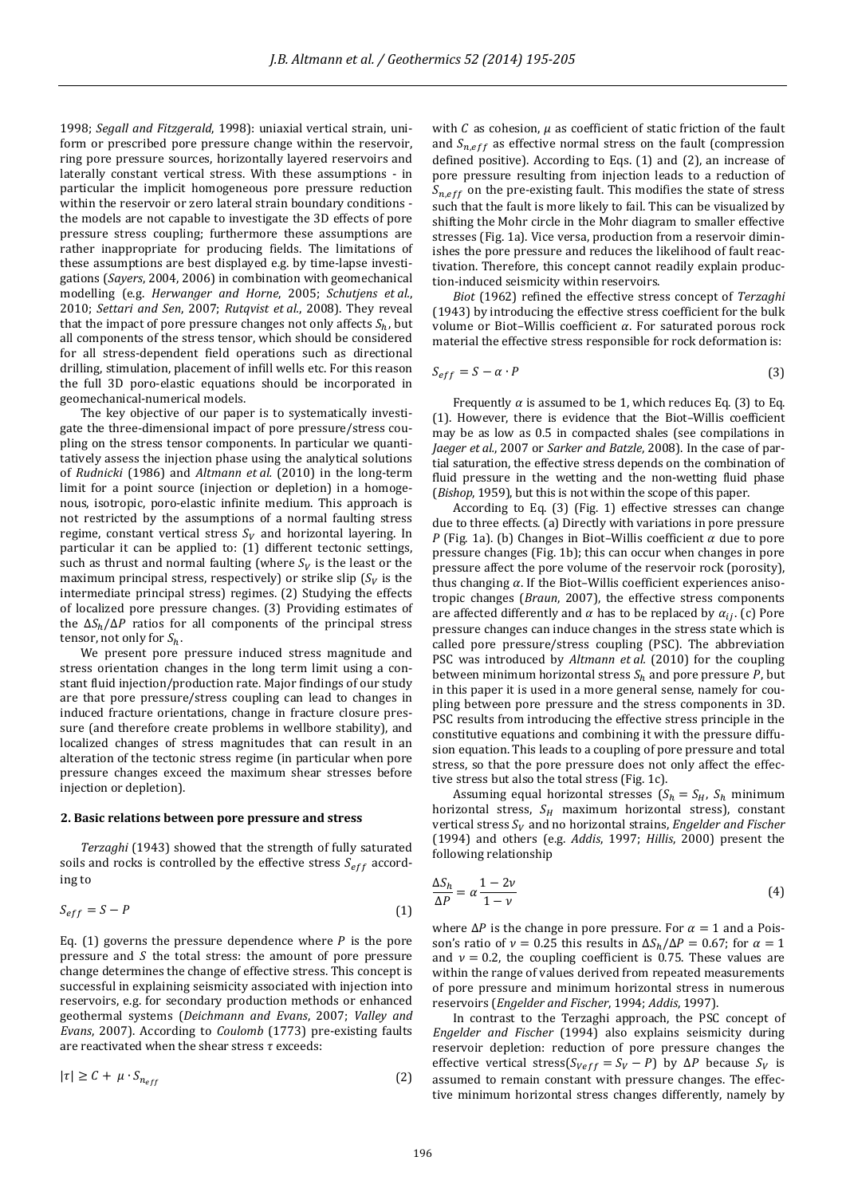1998; *Segall and Fitzgerald*, 1998): uniaxial vertical strain, uniform or prescribed pore pressure change within the reservoir, ring pore pressure sources, horizontally layered reservoirs and laterally constant vertical stress. With these assumptions - in particular the implicit homogeneous pore pressure reduction within the reservoir or zero lateral strain boundary conditions - the models are not capable to investigate the 3D effects of pore pressure stress coupling; furthermore these assumptions are rather inappropriate for producing fields. The limitations of these assumptions are best displayed e.g. by time-lapse investigations (*Sayers*, 2004, 2006) in combination with geomechanical modelling (e.g. *Herwanger and Horne*, 2005; *Schutjens et al.*, 2010; *Settari and Sen*, 2007; *Rutqvist et al.*, 2008). They reveal that the impact of pore pressure changes not only affects $S_h$, but all components of the stress tensor, which should be considered for all stress-dependent field operations such as directional drilling, stimulation, placement of infill wells etc. For this reason the full 3D poro-elastic equations should be incorporated in geomechanical-numerical models.

The key objective of our paper is to systematically investigate the three-dimensional impact of pore pressure/stress coupling on the stress tensor components. In particular we quantitatively assess the injection phase using the analytical solutions of *Rudnicki* (1986) and *Altmann et al.* (2010) in the long-term limit for a point source (injection or depletion) in a homogenous, isotropic, poro-elastic infinite medium. This approach is not restricted by the assumptions of a normal faulting stress regime, constant vertical stress $S_V$ and horizontal layering. In particular it can be applied to: (1) different tectonic settings, such as thrust and normal faulting (where $S_V$ is the least or the maximum principal stress, respectively) or strike slip ($S_V$ is the intermediate principal stress) regimes. (2) Studying the effects of localized pore pressure changes. (3) Providing estimates of the $\Delta S_h/\Delta P$ ratios for all components of the principal stress tensor, not only for $S_h$.

We present pore pressure induced stress magnitude and stress orientation changes in the long term limit using a constant fluid injection/production rate. Major findings of our study are that pore pressure/stress coupling can lead to changes in induced fracture orientations, change in fracture closure pressure (and therefore create problems in wellbore stability), and localized changes of stress magnitudes that can result in an alteration of the tectonic stress regime (in particular when pore pressure changes exceed the maximum shear stresses before injection or depletion).

## 2. Basic relations between pore pressure and stress

*Terzaghi* (1943) showed that the strength of fully saturated soils and rocks is controlled by the effective stress $S_{eff}$ according to

$$S_{eff} = S - P \tag{1}$$

Eq. (1) governs the pressure dependence where $P$ is the pore pressure and $S$ the total stress: the amount of pore pressure change determines the change of effective stress. This concept is successful in explaining seismicity associated with injection into reservoirs, e.g. for secondary production methods or enhanced geothermal systems (*Deichmann and Evans*, 2007; *Valley and Evans*, 2007). According to *Coulomb* (1773) pre-existing faults are reactivated when the shear stress $\tau$ exceeds:

$$|\tau| \geq C + \mu \cdot S_{n_{eff}} \tag{2}$$

with $C$ as cohesion, $\mu$ as coefficient of static friction of the fault and $S_{n,eff}$ as effective normal stress on the fault (compression defined positive). According to Eqs. (1) and (2), an increase of pore pressure resulting from injection leads to a reduction of $S_{n,eff}$ on the pre-existing fault. This modifies the state of stress such that the fault is more likely to fail. This can be visualized by shifting the Mohr circle in the Mohr diagram to smaller effective stresses (Fig. 1a). Vice versa, production from a reservoir diminishes the pore pressure and reduces the likelihood of fault reactivation. Therefore, this concept cannot readily explain production-induced seismicity within reservoirs.

*Biot* (1962) refined the effective stress concept of *Terzaghi* (1943) by introducing the effective stress coefficient for the bulk volume or Biot–Willis coefficient $\alpha$. For saturated porous rock material the effective stress responsible for rock deformation is:

$$S_{eff} = S - \alpha \cdot P \tag{3}$$

Frequently $\alpha$ is assumed to be 1, which reduces Eq. (3) to Eq. (1). However, there is evidence that the Biot–Willis coefficient may be as low as 0.5 in compacted shales (see compilations in *Jaeger et al.*, 2007 or *Sarker and Batzle*, 2008). In the case of partial saturation, the effective stress depends on the combination of fluid pressure in the wetting and the non-wetting fluid phase (*Bishop*, 1959), but this is not within the scope of this paper.

According to Eq. (3) (Fig. 1) effective stresses can change due to three effects. (a) Directly with variations in pore pressure $P$ (Fig. 1a). (b) Changes in Biot–Willis coefficient $\alpha$ due to pore pressure changes (Fig. 1b); this can occur when changes in pore pressure affect the pore volume of the reservoir rock (porosity), thus changing $\alpha$. If the Biot–Willis coefficient experiences anisotropic changes (*Braun*, 2007), the effective stress components are affected differently and $\alpha$ has to be replaced by $\alpha_{ij}$. (c) Pore pressure changes can induce changes in the stress state which is called pore pressure/stress coupling (PSC). The abbreviation PSC was introduced by *Altmann et al.* (2010) for the coupling between minimum horizontal stress $S_h$ and pore pressure $P$, but in this paper it is used in a more general sense, namely for coupling between pore pressure and the stress components in 3D. PSC results from introducing the effective stress principle in the constitutive equations and combining it with the pressure diffusion equation. This leads to a coupling of pore pressure and total stress, so that the pore pressure does not only affect the effective stress but also the total stress (Fig. 1c).

Assuming equal horizontal stresses ($S_h = S_H$, $S_h$ minimum horizontal stress, $S_H$ maximum horizontal stress), constant vertical stress $S_V$ and no horizontal strains, *Engelder and Fischer* (1994) and others (e.g. *Addis*, 1997; *Hillis*, 2000) present the following relationship

$$\frac{\Delta S_h}{\Delta P} = \alpha \frac{1 - 2\nu}{1 - \nu} \tag{4}$$

where $\Delta P$ is the change in pore pressure. For $\alpha = 1$ and a Poisson's ratio of $\nu = 0.25$ this results in $\Delta S_h/\Delta P = 0.67$; for $\alpha = 1$ and $\nu = 0.2$, the coupling coefficient is 0.75. These values are within the range of values derived from repeated measurements of pore pressure and minimum horizontal stress in numerous reservoirs (*Engelder and Fischer*, 1994; *Addis*, 1997).

In contrast to the Terzaghi approach, the PSC concept of *Engelder and Fischer* (1994) also explains seismicity during reservoir depletion: reduction of pore pressure changes the effective vertical stress($S_{Veff} = S_V - P$) by $\Delta P$ because $S_V$ is assumed to remain constant with pressure changes. The effective minimum horizontal stress changes differently, namely by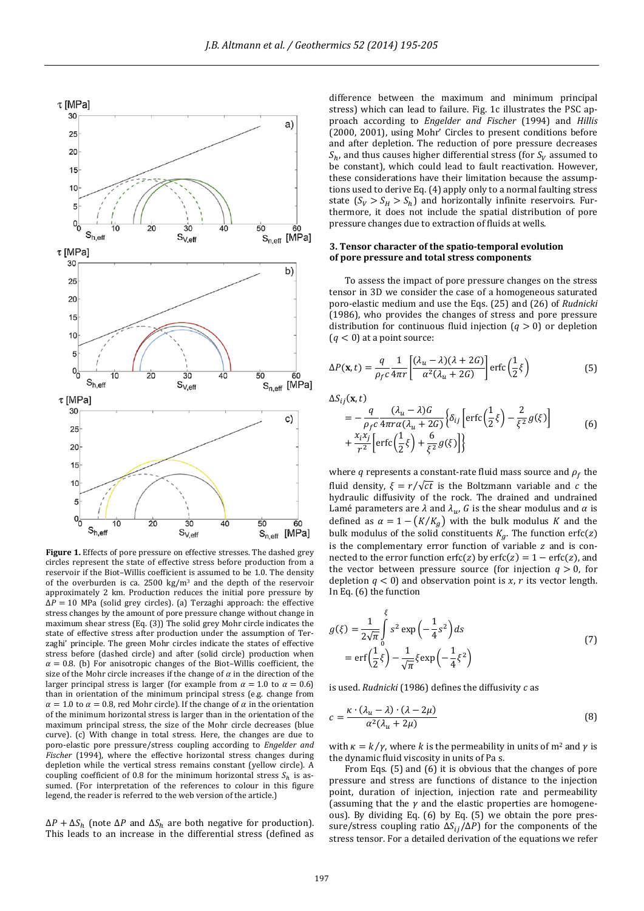**Figure 1.** Effects of pore pressure on effective stresses. The dashed grey circles represent the state of effective stress before production from a reservoir if the Biot–Willis coefficient is assumed to be 1.0. The density of the overburden is ca. 2500 kg/m³ and the depth of the reservoir approximately 2 km. Production reduces the initial pore pressure by $\Delta P = 10$ MPa (solid grey circles). (a) Terzaghi approach: the effective stress changes by the amount of pore pressure change without change in maximum shear stress (Eq. (3)) The solid grey Mohr circle indicates the state of effective stress after production under the assumption of Terzaghi' principle. The green Mohr circles indicate the states of effective stress before (dashed circle) and after (solid circle) production when $\alpha = 0.8$. (b) For anisotropic changes of the Biot–Willis coefficient, the size of the Mohr circle increases if the change of $\alpha$ in the direction of the larger principal stress is larger (for example from $\alpha = 1.0$ to $\alpha = 0.6$) than in orientation of the minimum principal stress (e.g. change from $\alpha = 1.0$ to $\alpha = 0.8$, red Mohr circle). If the change of $\alpha$ in the orientation of the minimum horizontal stress is larger than in the orientation of the maximum principal stress, the size of the Mohr circle decreases (blue curve). (c) With change in total stress. Here, the changes are due to poro-elastic pore pressure/stress coupling according to *Engelder and Fischer* (1994), where the effective horizontal stress changes during depletion while the vertical stress remains constant (yellow circle). A coupling coefficient of 0.8 for the minimum horizontal stress $S_h$ is assumed. (For interpretation of the references to colour in this figure legend, the reader is referred to the web version of the article.)

$\Delta P + \Delta S_h$ (note $\Delta P$ and $\Delta S_h$ are both negative for production). This leads to an increase in the differential stress (defined as difference between the maximum and minimum principal stress) which can lead to failure. Fig. 1c illustrates the PSC approach according to *Engelder and Fischer* (1994) and *Hillis* (2000, 2001), using Mohr' Circles to present conditions before and after depletion. The reduction of pore pressure decreases $S_h$, and thus causes higher differential stress (for $S_V$ assumed to be constant), which could lead to fault reactivation. However, these considerations have their limitation because the assumptions used to derive Eq. (4) apply only to a normal faulting stress state ($S_V > S_H > S_h$) and horizontally infinite reservoirs. Furthermore, it does not include the spatial distribution of pore pressure changes due to extraction of fluids at wells.

## 3. Tensor character of the spatio-temporal evolution of pore pressure and total stress components

To assess the impact of pore pressure changes on the stress tensor in 3D we consider the case of a homogeneous saturated poro-elastic medium and use the Eqs. (25) and (26) of *Rudnicki* (1986), who provides the changes of stress and pore pressure distribution for continuous fluid injection ($q > 0$) or depletion ($q < 0$) at a point source:

$$\Delta P(\mathbf{x}, t) = \frac{q}{\rho_f c} \frac{1}{4\pi r} \left[ \frac{(\lambda_u - \lambda)(\lambda + 2G)}{\alpha^2 (\lambda_u + 2G)} \right] \operatorname{erfc}\left(\frac{1}{2}\xi\right) \tag{5}$$

$$\begin{aligned} \Delta S_{ij}(\mathbf{x}, t) &= -\frac{q}{\rho_f c} \frac{(\lambda_u - \lambda) G}{4\pi r \alpha (\lambda_u + 2G)} \left\{ \delta_{ij} \left[ \operatorname{erfc}\left(\frac{1}{2}\xi\right) - \frac{2}{\xi^2} g(\xi) \right] \right. \\ &\quad \left. + \frac{x_i x_j}{r^2} \left[ \operatorname{erfc}\left(\frac{1}{2}\xi\right) + \frac{6}{\xi^2} g(\xi) \right] \right\} \end{aligned} \tag{6}$$

where $q$ represents a constant-rate fluid mass source and $\rho_f$ the fluid density, $\xi = r/\sqrt{ct}$ is the Boltzmann variable and $c$ the hydraulic diffusivity of the rock. The drained and undrained Lamé parameters are $\lambda$ and $\lambda_u$, $G$ is the shear modulus and $\alpha$ is defined as $\alpha = 1 - (K/K_g)$ with the bulk modulus $K$ and the bulk modulus of the solid constituents $K_g$. The function erfc($z$) is the complementary error function of variable $z$ and is connected to the error function erfc($z$) by erfc($z$) = 1 − erfc($z$), and the vector between pressure source (for injection $q > 0$, for depletion $q < 0$) and observation point is $x$, $r$ its vector length. In Eq. (6) the function

$$\begin{aligned} g(\xi) &= \frac{1}{2\sqrt{\pi}} \int_0^{\xi} s^2 \exp\left(-\frac{1}{4}s^2\right) ds \\ &= \operatorname{erf}\left(\frac{1}{2}\xi\right) - \frac{1}{\sqrt{\pi}} \xi \exp\left(-\frac{1}{4}\xi^2\right) \end{aligned} \tag{7}$$

is used. *Rudnicki* (1986) defines the diffusivity $c$ as

$$c = \frac{\kappa \cdot (\lambda_u - \lambda) \cdot (\lambda - 2\mu)}{\alpha^2 (\lambda_u + 2\mu)} \tag{8}$$

with $\kappa = k/\gamma$, where $k$ is the permeability in units of m² and $\gamma$ is the dynamic fluid viscosity in units of Pa s.

From Eqs. (5) and (6) it is obvious that the changes of pore pressure and stress are functions of distance to the injection point, duration of injection, injection rate and permeability (assuming that the $\gamma$ and the elastic properties are homogeneous). By dividing Eq. (6) by Eq. (5) we obtain the pore pressure/stress coupling ratio $\Delta S_{ij}/\Delta P$) for the components of the stress tensor. For a detailed derivation of the equations we refer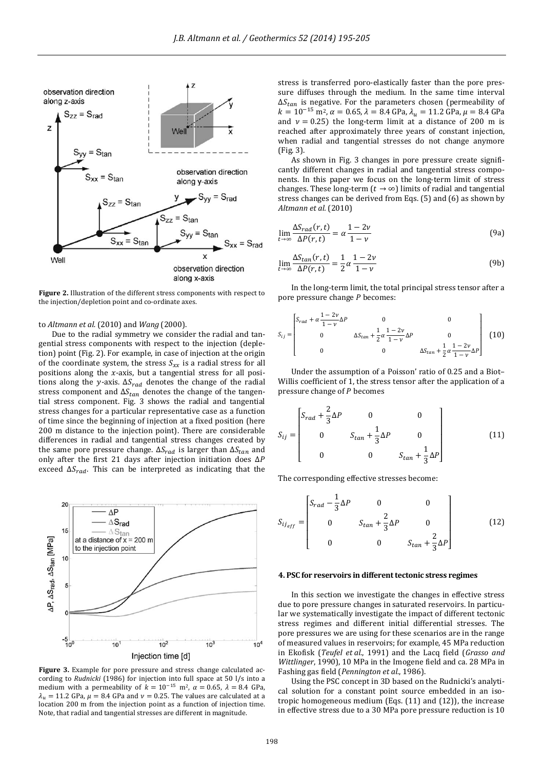**Figure 2.** Illustration of the different stress components with respect to the injection/depletion point and co-ordinate axes.

to *Altmann et al.* (2010) and *Wang* (2000).

Due to the radial symmetry we consider the radial and tangential stress components with respect to the injection (depletion) point (Fig. 2). For example, in case of injection at the origin of the coordinate system, the stress $S_{xx}$ is a radial stress for all positions along the $x$-axis, but a tangential stress for all positions along the $y$-axis. $\Delta S_{rad}$ denotes the change of the radial stress component and $\Delta S_{tan}$ denotes the change of the tangential stress component. Fig. 3 shows the radial and tangential stress changes for a particular representative case as a function of time since the beginning of injection at a fixed position (here 200 m distance to the injection point). There are considerable differences in radial and tangential stress changes created by the same pore pressure change. $\Delta S_{rad}$ is larger than $\Delta S_{tan}$ and only after the first 21 days after injection initiation does $\Delta P$ exceed $\Delta S_{rad}$. This can be interpreted as indicating that the stress is transferred poro-elastically faster than the pore pressure diffuses through the medium. In the same time interval $\Delta S_{tan}$ is negative. For the parameters chosen (permeability of $k = 10^{-15}$ m$^2$, $\alpha = 0.65$, $\lambda = 8.4$ GPa, $\lambda_u = 11.2$ GPa, $\mu = 8.4$ GPa and $\nu = 0.25$) the long-term limit at a distance of 200 m is reached after approximately three years of constant injection, when radial and tangential stresses do not change anymore (Fig. 3).

**Figure 3.** Example for pore pressure and stress change calculated according to *Rudnicki* (1986) for injection into full space at 50 l/s into a medium with a permeability of $k = 10^{-15}$ m$^2$, $\alpha = 0.65$, $\lambda = 8.4$ GPa, $\lambda_u = 11.2$ GPa, $\mu = 8.4$ GPa and $\nu = 0.25$. The values are calculated at a location 200 m from the injection point as a function of injection time. Note, that radial and tangential stresses are different in magnitude.

As shown in Fig. 3 changes in pore pressure create significantly different changes in radial and tangential stress components. In this paper we focus on the long-term limit of stress changes. These long-term ($t \to \infty$) limits of radial and tangential stress changes can be derived from Eqs. (5) and (6) as shown by *Altmann et al.* (2010)

$$\lim_{t \to \infty} \frac{\Delta S_{rad}(r,t)}{\Delta P(r,t)} = \alpha \frac{1-2\nu}{1-\nu} \tag{9a}$$

$$\lim_{t \to \infty} \frac{\Delta S_{tan}(r,t)}{\Delta P(r,t)} = \frac{1}{2} \alpha \frac{1-2\nu}{1-\nu} \tag{9b}$$

In the long-term limit, the total principal stress tensor after a pore pressure change $P$ becomes:

$$S_{ij} = \begin{bmatrix} S_{rad} + \alpha \frac{1-2\nu}{1-\nu}\Delta P & 0 & 0 \\ 0 & \Delta S_{tan} + \frac{1}{2}\alpha\frac{1-2\nu}{1-\nu}\Delta P & 0 \\ 0 & 0 & \Delta S_{tan} + \frac{1}{2}\alpha\frac{1-2\nu}{1-\nu}\Delta P \end{bmatrix} \tag{10}$$

Under the assumption of a Poisson' ratio of 0.25 and a Biot–Willis coefficient of 1, the stress tensor after the application of a pressure change of $P$ becomes

$$S_{ij} = \begin{bmatrix} S_{rad} + \frac{2}{3}\Delta P & 0 & 0 \\ 0 & S_{tan} + \frac{1}{3}\Delta P & 0 \\ 0 & 0 & S_{tan} + \frac{1}{3}\Delta P \end{bmatrix} \tag{11}$$

The corresponding effective stresses become:

$$S_{ij_{eff}} = \begin{bmatrix} S_{rad} - \frac{1}{3}\Delta P & 0 & 0 \\ 0 & S_{tan} + \frac{2}{3}\Delta P & 0 \\ 0 & 0 & S_{tan} + \frac{2}{3}\Delta P \end{bmatrix} \tag{12}$$

## 4. PSC for reservoirs in different tectonic stress regimes

In this section we investigate the changes in effective stress due to pore pressure changes in saturated reservoirs. In particular we systematically investigate the impact of different tectonic stress regimes and different initial differential stresses. The pore pressures we are using for these scenarios are in the range of measured values in reservoirs; for example, 45 MPa reduction in Ekofisk (*Teufel et al.*, 1991) and the Lacq field (*Grasso and Wittlinger*, 1990), 10 MPa in the Imogene field and ca. 28 MPa in Fashing gas field (*Pennington et al.*, 1986).

Using the PSC concept in 3D based on the Rudnicki's analytical solution for a constant point source embedded in an isotropic homogeneous medium (Eqs. (11) and (12)), the increase in effective stress due to a 30 MPa pore pressure reduction is 10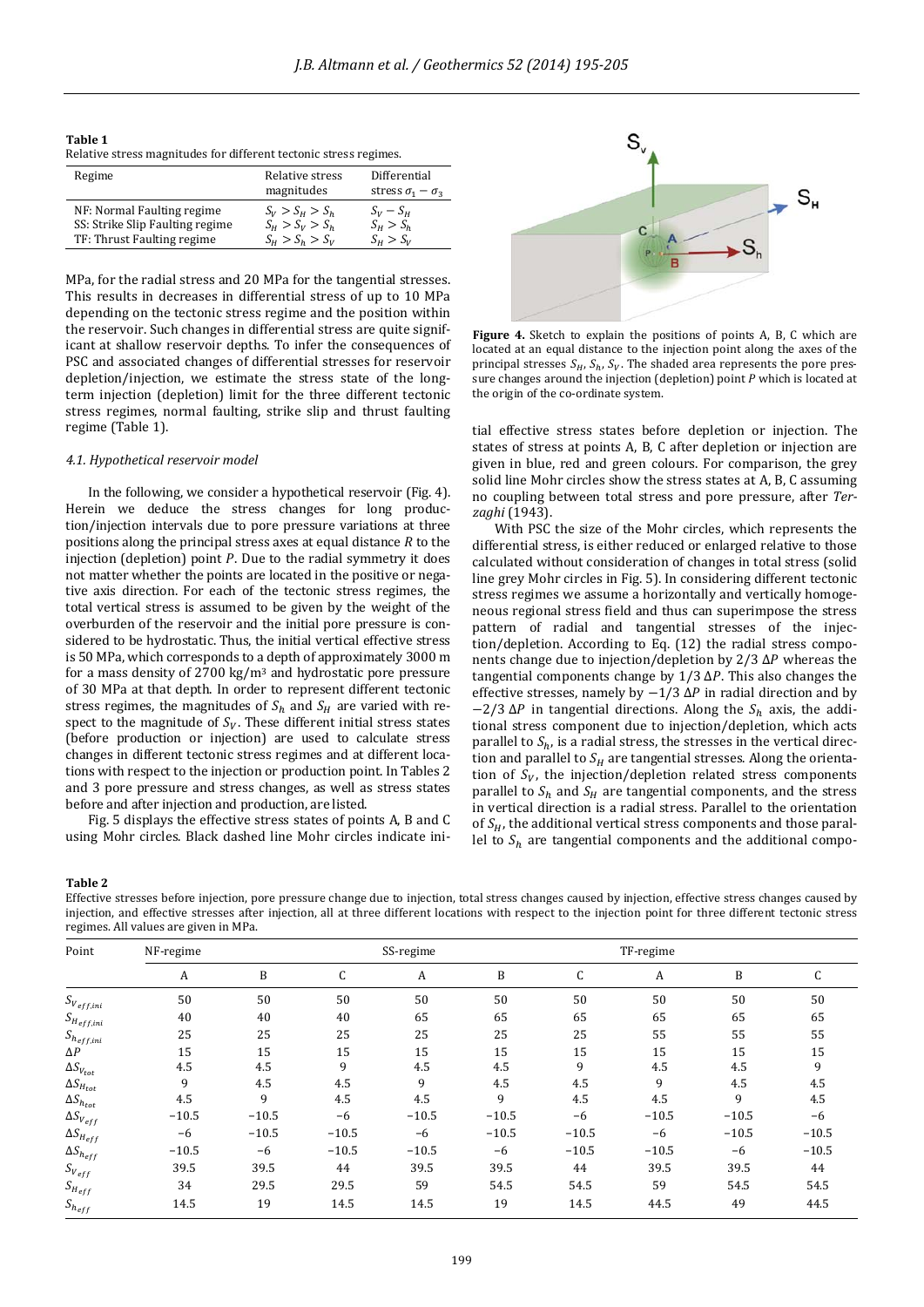**Table 1**
Relative stress magnitudes for different tectonic stress regimes.

| Regime | Relative stress magnitudes | Differential stress $\sigma_1 - \sigma_3$ |
|---|---|---|
| NF: Normal Faulting regime | $S_V > S_H > S_h$ | $S_V - S_H$ |
| SS: Strike Slip Faulting regime | $S_H > S_V > S_h$ | $S_H > S_h$ |
| TF: Thrust Faulting regime | $S_H > S_h > S_V$ | $S_H > S_V$ |

MPa, for the radial stress and 20 MPa for the tangential stresses. This results in decreases in differential stress of up to 10 MPa depending on the tectonic stress regime and the position within the reservoir. Such changes in differential stress are quite significant at shallow reservoir depths. To infer the consequences of PSC and associated changes of differential stresses for reservoir depletion/injection, we estimate the stress state of the long-term injection (depletion) limit for the three different tectonic stress regimes, normal faulting, strike slip and thrust faulting regime (Table 1).

### 4.1. Hypothetical reservoir model

In the following, we consider a hypothetical reservoir (Fig. 4). Herein we deduce the stress changes for long production/injection intervals due to pore pressure variations at three positions along the principal stress axes at equal distance $R$ to the injection (depletion) point $P$. Due to the radial symmetry it does not matter whether the points are located in the positive or negative axis direction. For each of the tectonic stress regimes, the total vertical stress is assumed to be given by the weight of the overburden of the reservoir and the initial pore pressure is considered to be hydrostatic. Thus, the initial vertical effective stress is 50 MPa, which corresponds to a depth of approximately 3000 m for a mass density of 2700 kg/m$^3$ and hydrostatic pore pressure of 30 MPa at that depth. In order to represent different tectonic stress regimes, the magnitudes of $S_h$ and $S_H$ are varied with respect to the magnitude of $S_V$. These different initial stress states (before production or injection) are used to calculate stress changes in different tectonic stress regimes and at different locations with respect to the injection or production point. In Tables 2 and 3 pore pressure and stress changes, as well as stress states before and after injection and production, are listed.

Fig. 5 displays the effective stress states of points A, B and C using Mohr circles. Black dashed line Mohr circles indicate initial effective stress states before depletion or injection. The states of stress at points A, B, C after depletion or injection are given in blue, red and green colours. For comparison, the grey solid line Mohr circles show the stress states at A, B, C assuming no coupling between total stress and pore pressure, after *Terzaghi* (1943).

**Figure 4.** Sketch to explain the positions of points A, B, C which are located at an equal distance to the injection point along the axes of the principal stresses $S_H$, $S_h$, $S_V$. The shaded area represents the pore pressure changes around the injection (depletion) point $P$ which is located at the origin of the co-ordinate system.

With PSC the size of the Mohr circles, which represents the differential stress, is either reduced or enlarged relative to those calculated without consideration of changes in total stress (solid line grey Mohr circles in Fig. 5). In considering different tectonic stress regimes we assume a horizontally and vertically homogeneous regional stress field and thus can superimpose the stress pattern of radial and tangential stresses of the injection/depletion. According to Eq. (12) the radial stress components change due to injection/depletion by 2/3 $\Delta P$ whereas the tangential components change by 1/3 $\Delta P$. This also changes the effective stresses, namely by $-1/3\ \Delta P$ in radial direction and by $-2/3\ \Delta P$ in tangential directions. Along the $S_h$ axis, the additional stress component due to injection/depletion, which acts parallel to $S_h$, is a radial stress, the stresses in the vertical direction and parallel to $S_H$ are tangential stresses. Along the orientation of $S_V$, the injection/depletion related stress components parallel to $S_h$ and $S_H$ are tangential components, and the stress in vertical direction is a radial stress. Parallel to the orientation of $S_H$, the additional vertical stress components and those parallel to $S_h$ are tangential components and the additional compo-

**Table 2**
Effective stresses before injection, pore pressure change due to injection, total stress changes caused by injection, effective stress changes caused by injection, and effective stresses after injection, all at three different locations with respect to the injection point for three different tectonic stress regimes. All values are given in MPa.

| Point | NF-regime | | | SS-regime | | | TF-regime | | |
|---|---|---|---|---|---|---|---|---|---|
| | A | B | C | A | B | C | A | B | C |
| $S_{V_{eff,ini}}$ | 50 | 50 | 50 | 50 | 50 | 50 | 50 | 50 | 50 |
| $S_{H_{eff,ini}}$ | 40 | 40 | 40 | 65 | 65 | 65 | 65 | 65 | 65 |
| $S_{h_{eff,ini}}$ | 25 | 25 | 25 | 25 | 25 | 25 | 55 | 55 | 55 |
| $\Delta P$ | 15 | 15 | 15 | 15 | 15 | 15 | 15 | 15 | 15 |
| $\Delta S_{V_{tot}}$ | 4.5 | 4.5 | 9 | 4.5 | 4.5 | 9 | 4.5 | 4.5 | 9 |
| $\Delta S_{H_{tot}}$ | 9 | 4.5 | 4.5 | 9 | 4.5 | 4.5 | 9 | 4.5 | 4.5 |
| $\Delta S_{h_{tot}}$ | 4.5 | 9 | 4.5 | 4.5 | 9 | 4.5 | 4.5 | 9 | 4.5 |
| $\Delta S_{V_{eff}}$ | −10.5 | −10.5 | −6 | −10.5 | −10.5 | −6 | −10.5 | −10.5 | −6 |
| $\Delta S_{H_{eff}}$ | −6 | −10.5 | −10.5 | −6 | −10.5 | −10.5 | −6 | −10.5 | −10.5 |
| $\Delta S_{h_{eff}}$ | −10.5 | −6 | −10.5 | −10.5 | −6 | −10.5 | −10.5 | −6 | −10.5 |
| $S_{V_{eff}}$ | 39.5 | 39.5 | 44 | 39.5 | 39.5 | 44 | 39.5 | 39.5 | 44 |
| $S_{H_{eff}}$ | 34 | 29.5 | 29.5 | 59 | 54.5 | 54.5 | 59 | 54.5 | 54.5 |
| $S_{h_{eff}}$ | 14.5 | 19 | 14.5 | 14.5 | 19 | 14.5 | 44.5 | 49 | 44.5 |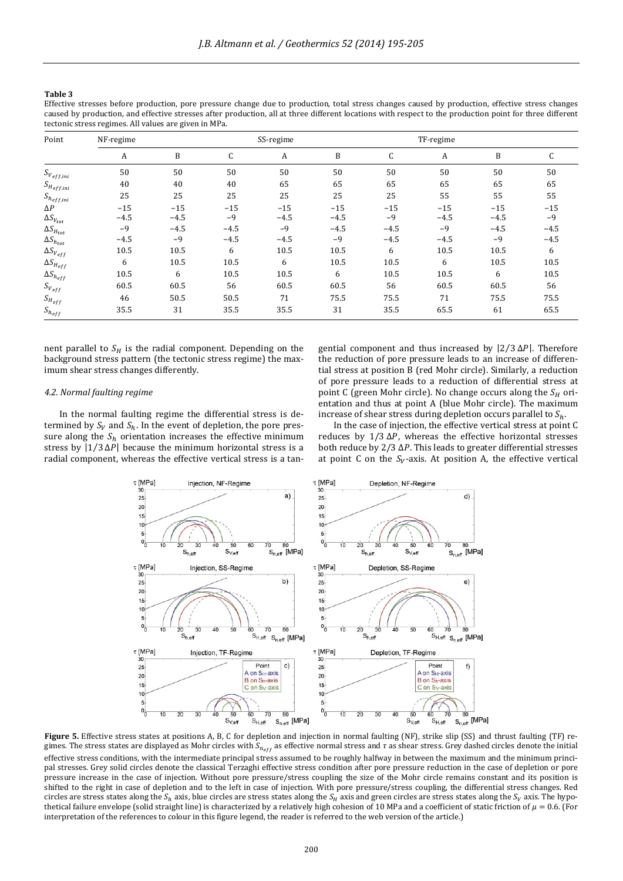**Table 3**

Effective stresses before production, pore pressure change due to production, total stress changes caused by production, effective stress changes caused by production, and effective stresses after production, all at three different locations with respect to the production point for three different tectonic stress regimes. All values are given in MPa.

| Point | NF-regime | | | SS-regime | | | TF-regime | | |
|---|---|---|---|---|---|---|---|---|---|
| | A | B | C | A | B | C | A | B | C |
| $S_{V_{eff,ini}}$ | 50 | 50 | 50 | 50 | 50 | 50 | 50 | 50 | 50 |
| $S_{H_{eff,ini}}$ | 40 | 40 | 40 | 65 | 65 | 65 | 65 | 65 | 65 |
| $S_{h_{eff,ini}}$ | 25 | 25 | 25 | 25 | 25 | 25 | 55 | 55 | 55 |
| $\Delta P$ | −15 | −15 | −15 | −15 | −15 | −15 | −15 | −15 | −15 |
| $\Delta S_{V_{tot}}$ | −4.5 | −4.5 | −9 | −4.5 | −4.5 | −9 | −4.5 | −4.5 | −9 |
| $\Delta S_{H_{tot}}$ | −9 | −4.5 | −4.5 | −9 | −4.5 | −4.5 | −9 | −4.5 | −4.5 |
| $\Delta S_{h_{tot}}$ | −4.5 | −9 | −4.5 | −4.5 | −9 | −4.5 | −4.5 | −9 | −4.5 |
| $\Delta S_{V_{eff}}$ | 10.5 | 10.5 | 6 | 10.5 | 10.5 | 6 | 10.5 | 10.5 | 6 |
| $\Delta S_{H_{eff}}$ | 6 | 10.5 | 10.5 | 6 | 10.5 | 10.5 | 6 | 10.5 | 10.5 |
| $\Delta S_{h_{eff}}$ | 10.5 | 6 | 10.5 | 10.5 | 6 | 10.5 | 10.5 | 6 | 10.5 |
| $S_{V_{eff}}$ | 60.5 | 60.5 | 56 | 60.5 | 60.5 | 56 | 60.5 | 60.5 | 56 |
| $S_{H_{eff}}$ | 46 | 50.5 | 50.5 | 71 | 75.5 | 75.5 | 71 | 75.5 | 75.5 |
| $S_{h_{eff}}$ | 35.5 | 31 | 35.5 | 35.5 | 31 | 35.5 | 65.5 | 61 | 65.5 |

nent parallel to $S_H$ is the radial component. Depending on the background stress pattern (the tectonic stress regime) the maximum shear stress changes differently.

### 4.2. Normal faulting regime

In the normal faulting regime the differential stress is determined by $S_V$ and $S_h$. In the event of depletion, the pore pressure along the $S_h$ orientation increases the effective minimum stress by $|1/3\,\Delta P|$ because the minimum horizontal stress is a radial component, whereas the effective vertical stress is a tangential component and thus increased by $|2/3\,\Delta P|$. Therefore the reduction of pore pressure leads to an increase of differential stress at position B (red Mohr circle). Similarly, a reduction of pore pressure leads to a reduction of differential stress at point C (green Mohr circle). No change occurs along the $S_H$ orientation and thus at point A (blue Mohr circle). The maximum increase of shear stress during depletion occurs parallel to $S_h$.

In the case of injection, the effective vertical stress at point C reduces by $1/3\,\Delta P$, whereas the effective horizontal stresses both reduce by $2/3\,\Delta P$. This leads to greater differential stresses at point C on the $S_V$-axis. At position A, the effective vertical

**Figure 5.** Effective stress states at positions A, B, C for depletion and injection in normal faulting (NF), strike slip (SS) and thrust faulting (TF) regimes. The stress states are displayed as Mohr circles with $S_{n_{eff}}$ as effective normal stress and $\tau$ as shear stress. Grey dashed circles denote the initial effective stress conditions, with the intermediate principal stress assumed to be roughly halfway in between the maximum and the minimum principal stresses. Grey solid circles denote the classical Terzaghi effective stress condition after pore pressure reduction in the case of depletion or pore pressure increase in the case of injection. Without pore pressure/stress coupling the size of the Mohr circle remains constant and its position is shifted to the right in case of depletion and to the left in case of injection. With pore pressure/stress coupling, the differential stress changes. Red circles are stress states along the $S_h$ axis, blue circles are stress states along the $S_H$ axis and green circles are stress states along the $S_V$ axis. The hypothetical failure envelope (solid straight line) is characterized by a relatively high cohesion of 10 MPa and a coefficient of static friction of $\mu = 0.6$. (For interpretation of the references to colour in this figure legend, the reader is referred to the web version of the article.)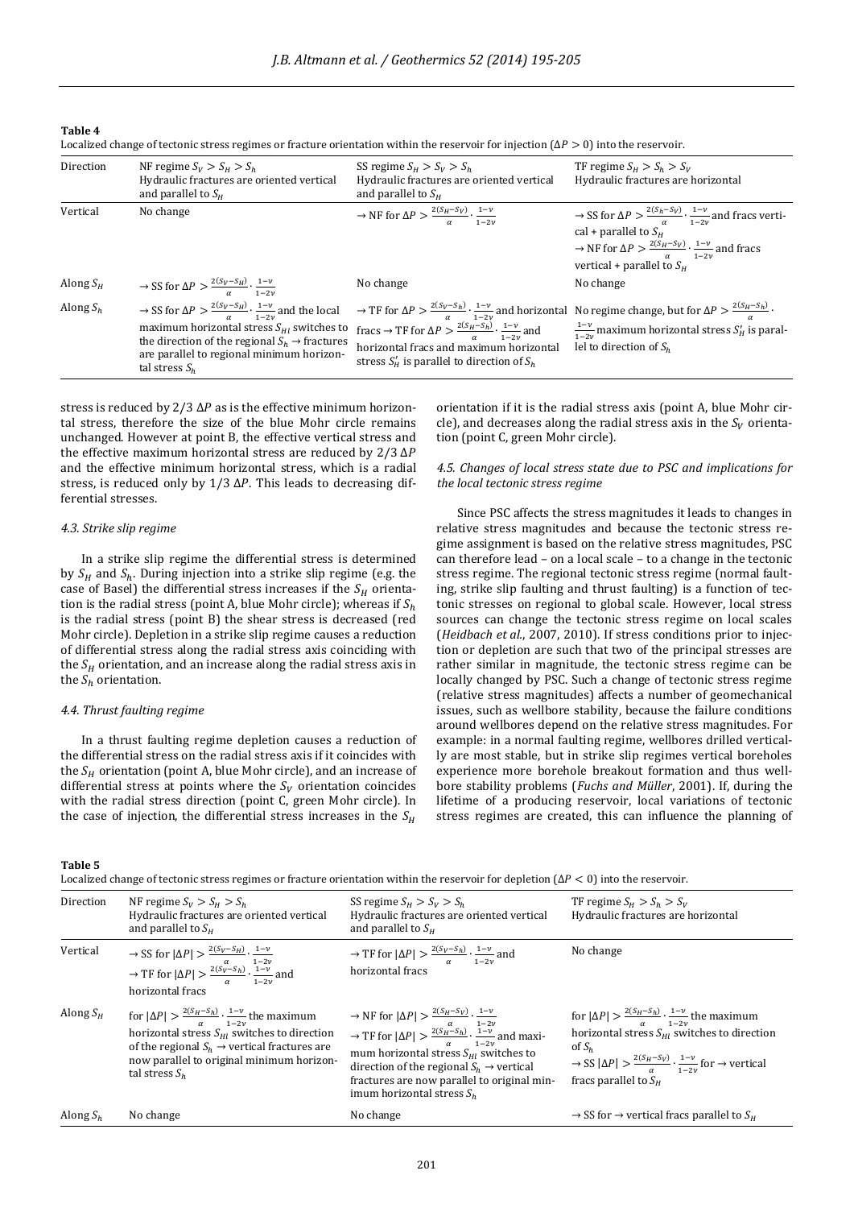**Table 4**

Localized change of tectonic stress regimes or fracture orientation within the reservoir for injection ($\Delta P > 0$) into the reservoir.

| Direction | NF regime $S_V > S_H > S_h$ Hydraulic fractures are oriented vertical and parallel to $S_H$ | SS regime $S_H > S_V > S_h$ Hydraulic fractures are oriented vertical and parallel to $S_H$ | TF regime $S_H > S_h > S_V$ Hydraulic fractures are horizontal |
|---|---|---|---|
| Vertical | No change | $\rightarrow$ NF for $\Delta P > \frac{2(S_H - S_V)}{\alpha} \cdot \frac{1-\nu}{1-2\nu}$ | $\rightarrow$ SS for $\Delta P > \frac{2(S_h - S_V)}{\alpha} \cdot \frac{1-\nu}{1-2\nu}$ and fracs vertical + parallel to $S_H$ $\rightarrow$ NF for $\Delta P > \frac{2(S_H - S_V)}{\alpha} \cdot \frac{1-\nu}{1-2\nu}$ and fracs vertical + parallel to $S_H$ |
| Along $S_H$ | $\rightarrow$ SS for $\Delta P > \frac{2(S_V - S_H)}{\alpha} \cdot \frac{1-\nu}{1-2\nu}$ | No change | No change |
| Along $S_h$ | $\rightarrow$ SS for $\Delta P > \frac{2(S_V - S_H)}{\alpha} \cdot \frac{1-\nu}{1-2\nu}$ and the local maximum horizontal stress $S_{Hl}$ switches to the direction of the regional $S_h \rightarrow$ fractures are parallel to regional minimum horizontal stress $S_h$ | $\rightarrow$ TF for $\Delta P > \frac{2(S_V - S_h)}{\alpha} \cdot \frac{1-\nu}{1-2\nu}$ and horizontal fracs $\rightarrow$ TF for $\Delta P > \frac{2(S_H - S_h)}{\alpha} \cdot \frac{1-\nu}{1-2\nu}$ and horizontal fracs and maximum horizontal stress $S'_H$ is parallel to direction of $S_h$ | No regime change, but for $\Delta P > \frac{2(S_H - S_h)}{\alpha} \cdot \frac{1-\nu}{1-2\nu}$ maximum horizontal stress $S'_H$ is parallel to direction of $S_h$ |

stress is reduced by 2/3 $\Delta P$ as is the effective minimum horizontal stress, therefore the size of the blue Mohr circle remains unchanged. However at point B, the effective vertical stress and the effective maximum horizontal stress are reduced by 2/3 $\Delta P$ and the effective minimum horizontal stress, which is a radial stress, is reduced only by 1/3 $\Delta P$. This leads to decreasing differential stresses.

### 4.3. Strike slip regime

In a strike slip regime the differential stress is determined by $S_H$ and $S_h$. During injection into a strike slip regime (e.g. the case of Basel) the differential stress increases if the $S_H$ orientation is the radial stress (point A, blue Mohr circle); whereas if $S_h$ is the radial stress (point B) the shear stress is decreased (red Mohr circle). Depletion in a strike slip regime causes a reduction of differential stress along the radial stress axis coinciding with the $S_H$ orientation, and an increase along the radial stress axis in the $S_h$ orientation.

### 4.4. Thrust faulting regime

In a thrust faulting regime depletion causes a reduction of the differential stress on the radial stress axis if it coincides with the $S_H$ orientation (point A, blue Mohr circle), and an increase of differential stress at points where the $S_V$ orientation coincides with the radial stress direction (point C, green Mohr circle). In the case of injection, the differential stress increases in the $S_H$ orientation if it is the radial stress axis (point A, blue Mohr circle), and decreases along the radial stress axis in the $S_V$ orientation (point C, green Mohr circle).

### 4.5. Changes of local stress state due to PSC and implications for the local tectonic stress regime

Since PSC affects the stress magnitudes it leads to changes in relative stress magnitudes and because the tectonic stress regime assignment is based on the relative stress magnitudes, PSC can therefore lead – on a local scale – to a change in the tectonic stress regime. The regional tectonic stress regime (normal faulting, strike slip faulting and thrust faulting) is a function of tectonic stresses on regional to global scale. However, local stress sources can change the tectonic stress regime on local scales (*Heidbach et al.*, 2007, 2010). If stress conditions prior to injection or depletion are such that two of the principal stresses are rather similar in magnitude, the tectonic stress regime can be locally changed by PSC. Such a change of tectonic stress regime (relative stress magnitudes) affects a number of geomechanical issues, such as wellbore stability, because the failure conditions around wellbores depend on the relative stress magnitudes. For example: in a normal faulting regime, wellbores drilled vertically are most stable, but in strike slip regimes vertical boreholes experience more borehole breakout formation and thus wellbore stability problems (*Fuchs and Müller*, 2001). If, during the lifetime of a producing reservoir, local variations of tectonic stress regimes are created, this can influence the planning of

**Table 5**

Localized change of tectonic stress regimes or fracture orientation within the reservoir for depletion ($\Delta P < 0$) into the reservoir.

| Direction | NF regime $S_V > S_H > S_h$ Hydraulic fractures are oriented vertical and parallel to $S_H$ | SS regime $S_H > S_V > S_h$ Hydraulic fractures are oriented vertical and parallel to $S_H$ | TF regime $S_H > S_h > S_V$ Hydraulic fractures are horizontal |
|---|---|---|---|
| Vertical | $\rightarrow$ SS for $\lvert\Delta P\rvert > \frac{2(S_V - S_H)}{\alpha} \cdot \frac{1-\nu}{1-2\nu}$ $\rightarrow$ TF for $\lvert\Delta P\rvert > \frac{2(S_V - S_h)}{\alpha} \cdot \frac{1-\nu}{1-2\nu}$ and horizontal fracs | $\rightarrow$ TF for $\lvert\Delta P\rvert > \frac{2(S_V - S_h)}{\alpha} \cdot \frac{1-\nu}{1-2\nu}$ and horizontal fracs | No change |
| Along $S_H$ | for $\lvert\Delta P\rvert > \frac{2(S_H - S_h)}{\alpha} \cdot \frac{1-\nu}{1-2\nu}$ the maximum horizontal stress $S_{Hl}$ switches to direction of the regional $S_h \rightarrow$ vertical fractures are now parallel to original minimum horizontal stress $S_h$ | $\rightarrow$ NF for $\lvert\Delta P\rvert > \frac{2(S_H - S_V)}{\alpha} \cdot \frac{1-\nu}{1-2\nu}$ $\rightarrow$ TF for $\lvert\Delta P\rvert > \frac{2(S_H - S_h)}{\alpha} \cdot \frac{1-\nu}{1-2\nu}$ and maximum horizontal stress $S_{Hl}$ switches to direction of the regional $S_h \rightarrow$ vertical fractures are now parallel to original minimum horizontal stress $S_h$ | for $\lvert\Delta P\rvert > \frac{2(S_H - S_h)}{\alpha} \cdot \frac{1-\nu}{1-2\nu}$ the maximum horizontal stress $S_{Hl}$ switches to direction of $S_h$ $\rightarrow$ SS $\lvert\Delta P\rvert > \frac{2(S_H - S_V)}{\alpha} \cdot \frac{1-\nu}{1-2\nu}$ for $\rightarrow$ vertical fracs parallel to $S_H$ |
| Along $S_h$ | No change | No change | $\rightarrow$ SS for $\rightarrow$ vertical fracs parallel to $S_H$ |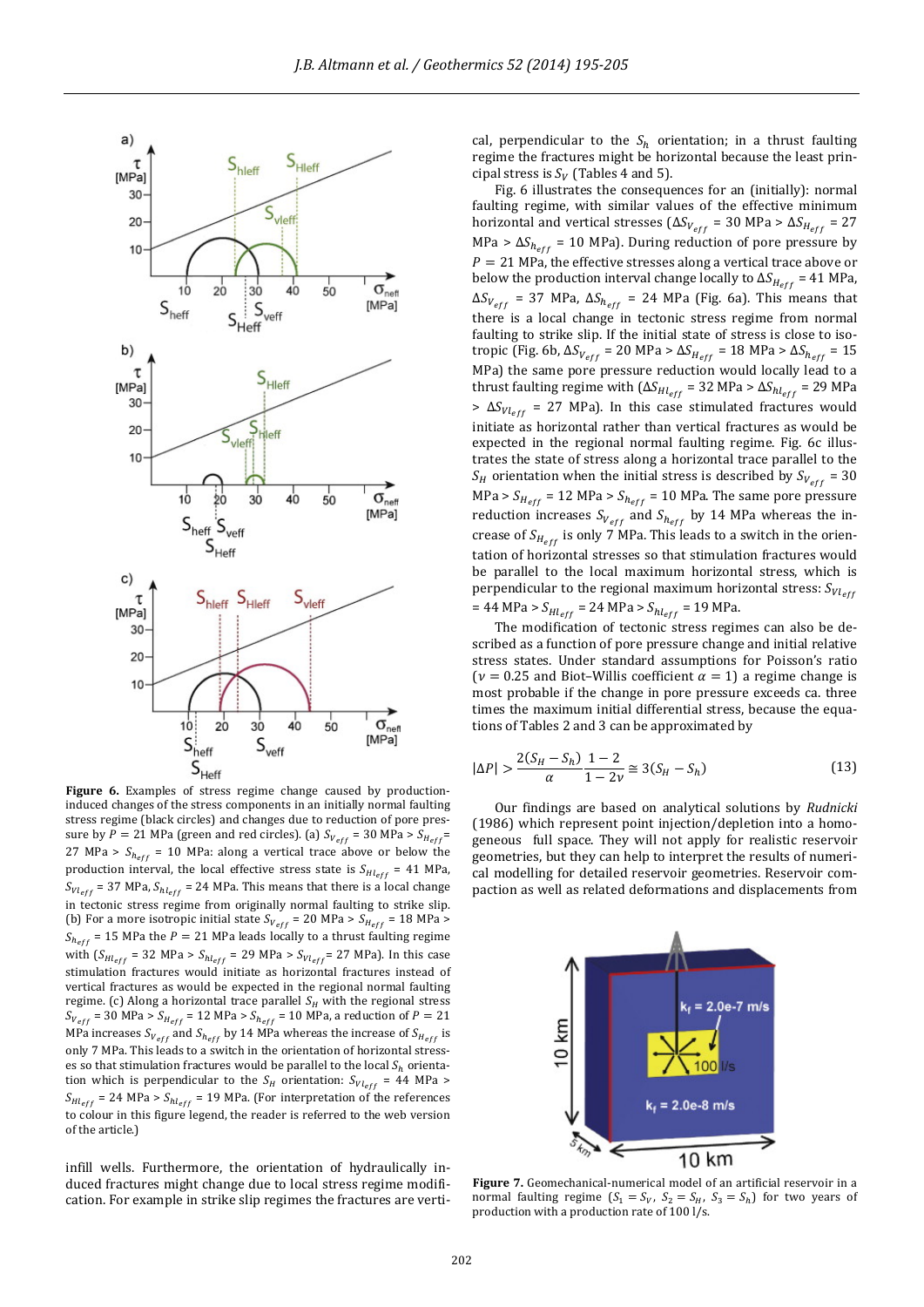**Figure 6.** Examples of stress regime change caused by production-induced changes of the stress components in an initially normal faulting stress regime (black circles) and changes due to reduction of pore pressure by $P$ = 21 MPa (green and red circles). (a) $S_{V_{eff}}$ = 30 MPa > $S_{H_{eff}}$ = 27 MPa > $S_{h_{eff}}$ = 10 MPa: along a vertical trace above or below the production interval, the local effective stress state is $S_{Hl_{eff}}$ = 41 MPa, $S_{Vl_{eff}}$ = 37 MPa, $S_{hl_{eff}}$ = 24 MPa. This means that there is a local change in tectonic stress regime from originally normal faulting to strike slip. (b) For a more isotropic initial state $S_{V_{eff}}$ = 20 MPa > $S_{H_{eff}}$ = 18 MPa > $S_{h_{eff}}$ = 15 MPa the $P$ = 21 MPa leads locally to a thrust faulting regime with ($S_{Hl_{eff}}$ = 32 MPa > $S_{hl_{eff}}$ = 29 MPa > $S_{Vl_{eff}}$ = 27 MPa). In this case stimulation fractures would initiate as horizontal fractures instead of vertical fractures as would be expected in the regional normal faulting regime. (c) Along a horizontal trace parallel $S_H$ with the regional stress $S_{V_{eff}}$ = 30 MPa > $S_{H_{eff}}$ = 12 MPa > $S_{h_{eff}}$ = 10 MPa, a reduction of $P$ = 21 MPa increases $S_{V_{eff}}$ and $S_{h_{eff}}$ by 14 MPa whereas the increase of $S_{H_{eff}}$ is only 7 MPa. This leads to a switch in the orientation of horizontal stresses so that stimulation fractures would be parallel to the local $S_h$ orientation which is perpendicular to the $S_H$ orientation: $S_{Vl_{eff}}$ = 44 MPa > $S_{Hl_{eff}}$ = 24 MPa > $S_{hl_{eff}}$ = 19 MPa. (For interpretation of the references to colour in this figure legend, the reader is referred to the web version of the article.)

infill wells. Furthermore, the orientation of hydraulically induced fractures might change due to local stress regime modification. For example in strike slip regimes the fractures are vertical, perpendicular to the $S_h$ orientation; in a thrust faulting regime the fractures might be horizontal because the least principal stress is $S_V$ (Tables 4 and 5).

Fig. 6 illustrates the consequences for an (initially): normal faulting regime, with similar values of the effective minimum horizontal and vertical stresses ($\Delta S_{V_{eff}}$ = 30 MPa > $\Delta S_{H_{eff}}$ = 27 MPa > $\Delta S_{h_{eff}}$ = 10 MPa). During reduction of pore pressure by $P$ = 21 MPa, the effective stresses along a vertical trace above or below the production interval change locally to $\Delta S_{H_{eff}}$ = 41 MPa, $\Delta S_{V_{eff}}$ = 37 MPa, $\Delta S_{h_{eff}}$ = 24 MPa (Fig. 6a). This means that there is a local change in tectonic stress regime from normal faulting to strike slip. If the initial state of stress is close to isotropic (Fig. 6b, $\Delta S_{V_{eff}}$ = 20 MPa > $\Delta S_{H_{eff}}$ = 18 MPa > $\Delta S_{h_{eff}}$ = 15 MPa) the same pore pressure reduction would locally lead to a thrust faulting regime with ($\Delta S_{Hl_{eff}}$ = 32 MPa > $\Delta S_{hl_{eff}}$ = 29 MPa > $\Delta S_{Vl_{eff}}$ = 27 MPa). In this case stimulated fractures would initiate as horizontal rather than vertical fractures as would be expected in the regional normal faulting regime. Fig. 6c illustrates the state of stress along a horizontal trace parallel to the $S_H$ orientation when the initial stress is described by $S_{V_{eff}}$ = 30 MPa > $S_{H_{eff}}$ = 12 MPa > $S_{h_{eff}}$ = 10 MPa. The same pore pressure reduction increases $S_{V_{eff}}$ and $S_{h_{eff}}$ by 14 MPa whereas the increase of $S_{H_{eff}}$ is only 7 MPa. This leads to a switch in the orientation of horizontal stresses so that stimulation fractures would be parallel to the local maximum horizontal stress, which is perpendicular to the regional maximum horizontal stress: $S_{Vl_{eff}}$ = 44 MPa > $S_{Hl_{eff}}$ = 24 MPa > $S_{hl_{eff}}$ = 19 MPa.

The modification of tectonic stress regimes can also be described as a function of pore pressure change and initial relative stress states. Under standard assumptions for Poisson's ratio ($\nu$ = 0.25 and Biot–Willis coefficient $\alpha$ = 1) a regime change is most probable if the change in pore pressure exceeds ca. three times the maximum initial differential stress, because the equations of Tables 2 and 3 can be approximated by

$$|\Delta P| > \frac{2(S_H - S_h)}{\alpha}\frac{1-2}{1-2\nu} \cong 3(S_H - S_h) \tag{13}$$

Our findings are based on analytical solutions by *Rudnicki* (1986) which represent point injection/depletion into a homogeneous full space. They will not apply for realistic reservoir geometries, but they can help to interpret the results of numerical modelling for detailed reservoir geometries. Reservoir compaction as well as related deformations and displacements from

**Figure 7.** Geomechanical-numerical model of an artificial reservoir in a normal faulting regime ($S_1 = S_V$, $S_2 = S_H$, $S_3 = S_h$) for two years of production with a production rate of 100 l/s.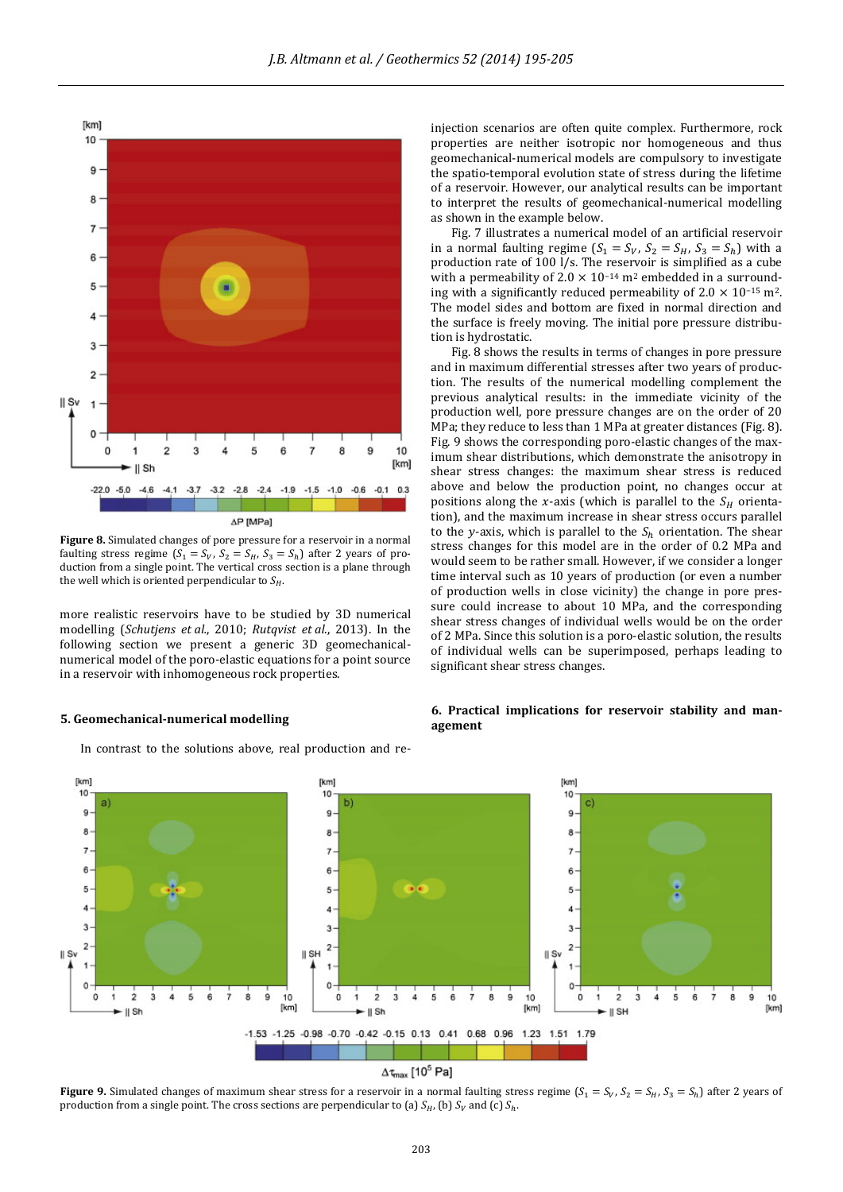**Figure 8.** Simulated changes of pore pressure for a reservoir in a normal faulting stress regime ($S_1 = S_V$, $S_2 = S_H$, $S_3 = S_h$) after 2 years of production from a single point. The vertical cross section is a plane through the well which is oriented perpendicular to $S_H$.

more realistic reservoirs have to be studied by 3D numerical modelling (*Schutjens et al.*, 2010; *Rutqvist et al.*, 2013). In the following section we present a generic 3D geomechanical-numerical model of the poro-elastic equations for a point source in a reservoir with inhomogeneous rock properties.

## 5. Geomechanical-numerical modelling

In contrast to the solutions above, real production and re-injection scenarios are often quite complex. Furthermore, rock properties are neither isotropic nor homogeneous and thus geomechanical-numerical models are compulsory to investigate the spatio-temporal evolution state of stress during the lifetime of a reservoir. However, our analytical results can be important to interpret the results of geomechanical-numerical modelling as shown in the example below.

Fig. 7 illustrates a numerical model of an artificial reservoir in a normal faulting regime ($S_1 = S_V$, $S_2 = S_H$, $S_3 = S_h$) with a production rate of 100 l/s. The reservoir is simplified as a cube with a permeability of $2.0 \times 10^{-14}$ m$^2$ embedded in a surrounding with a significantly reduced permeability of $2.0 \times 10^{-15}$ m$^2$. The model sides and bottom are fixed in normal direction and the surface is freely moving. The initial pore pressure distribution is hydrostatic.

Fig. 8 shows the results in terms of changes in pore pressure and in maximum differential stresses after two years of production. The results of the numerical modelling complement the previous analytical results: in the immediate vicinity of the production well, pore pressure changes are on the order of 20 MPa; they reduce to less than 1 MPa at greater distances (Fig. 8). Fig. 9 shows the corresponding poro-elastic changes of the maximum shear distributions, which demonstrate the anisotropy in shear stress changes: the maximum shear stress is reduced above and below the production point, no changes occur at positions along the $x$-axis (which is parallel to the $S_H$ orientation), and the maximum increase in shear stress occurs parallel to the $y$-axis, which is parallel to the $S_h$ orientation. The shear stress changes for this model are in the order of 0.2 MPa and would seem to be rather small. However, if we consider a longer time interval such as 10 years of production (or even a number of production wells in close vicinity) the change in pore pressure could increase to about 10 MPa, and the corresponding shear stress changes of individual wells would be on the order of 2 MPa. Since this solution is a poro-elastic solution, the results of individual wells can be superimposed, perhaps leading to significant shear stress changes.

## 6. Practical implications for reservoir stability and management

**Figure 9.** Simulated changes of maximum shear stress for a reservoir in a normal faulting stress regime ($S_1 = S_V$, $S_2 = S_H$, $S_3 = S_h$) after 2 years of production from a single point. The cross sections are perpendicular to (a) $S_H$, (b) $S_V$ and (c) $S_h$.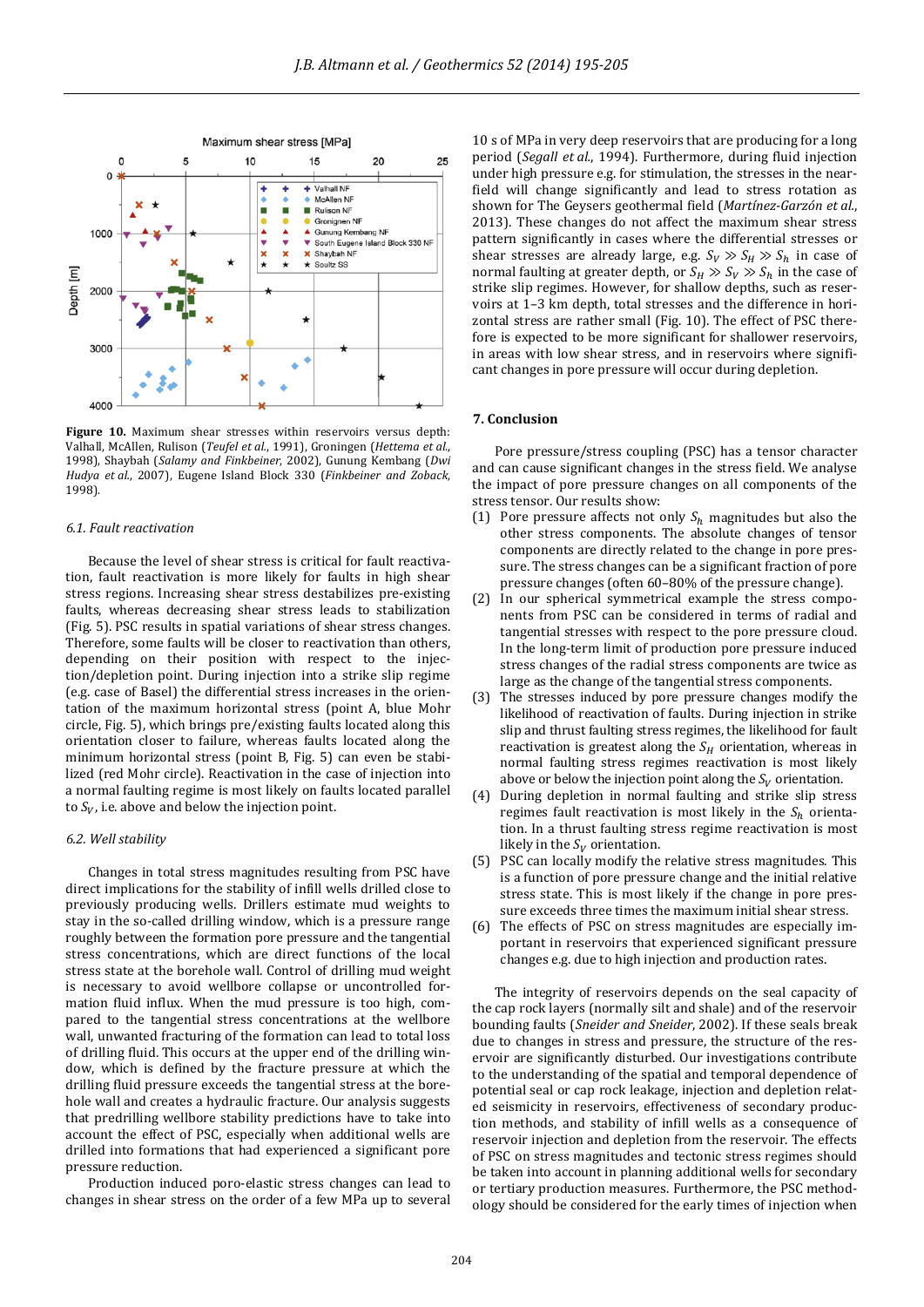Figure 10. Maximum shear stresses within reservoirs versus depth: Valhall, McAllen, Rulison (*Teufel et al.*, 1991), Groningen (*Hettema et al.*, 1998), Shaybah (*Salamy and Finkbeiner*, 2002), Gunung Kembang (*Dwi Hudya et al.*, 2007), Eugene Island Block 330 (*Finkbeiner and Zoback*, 1998).

### 6.1. Fault reactivation

Because the level of shear stress is critical for fault reactivation, fault reactivation is more likely for faults in high shear stress regions. Increasing shear stress destabilizes pre-existing faults, whereas decreasing shear stress leads to stabilization (Fig. 5). PSC results in spatial variations of shear stress changes. Therefore, some faults will be closer to reactivation than others, depending on their position with respect to the injection/depletion point. During injection into a strike slip regime (e.g. case of Basel) the differential stress increases in the orientation of the maximum horizontal stress (point A, blue Mohr circle, Fig. 5), which brings pre/existing faults located along this orientation closer to failure, whereas faults located along the minimum horizontal stress (point B, Fig. 5) can even be stabilized (red Mohr circle). Reactivation in the case of injection into a normal faulting regime is most likely on faults located parallel to $S_V$, i.e. above and below the injection point.

### 6.2. Well stability

Changes in total stress magnitudes resulting from PSC have direct implications for the stability of infill wells drilled close to previously producing wells. Drillers estimate mud weights to stay in the so-called drilling window, which is a pressure range roughly between the formation pore pressure and the tangential stress concentrations, which are direct functions of the local stress state at the borehole wall. Control of drilling mud weight is necessary to avoid wellbore collapse or uncontrolled formation fluid influx. When the mud pressure is too high, compared to the tangential stress concentrations at the wellbore wall, unwanted fracturing of the formation can lead to total loss of drilling fluid. This occurs at the upper end of the drilling window, which is defined by the fracture pressure at which the drilling fluid pressure exceeds the tangential stress at the borehole wall and creates a hydraulic fracture. Our analysis suggests that predrilling wellbore stability predictions have to take into account the effect of PSC, especially when additional wells are drilled into formations that had experienced a significant pore pressure reduction.

Production induced poro-elastic stress changes can lead to changes in shear stress on the order of a few MPa up to several 10 s of MPa in very deep reservoirs that are producing for a long period (*Segall et al.*, 1994). Furthermore, during fluid injection under high pressure e.g. for stimulation, the stresses in the near-field will change significantly and lead to stress rotation as shown for The Geysers geothermal field (*Martínez-Garzón et al.*, 2013). These changes do not affect the maximum shear stress pattern significantly in cases where the differential stresses or shear stresses are already large, e.g. $S_V \gg S_H \gg S_h$ in case of normal faulting at greater depth, or $S_H \gg S_V \gg S_h$ in the case of strike slip regimes. However, for shallow depths, such as reservoirs at 1–3 km depth, total stresses and the difference in horizontal stress are rather small (Fig. 10). The effect of PSC therefore is expected to be more significant for shallower reservoirs, in areas with low shear stress, and in reservoirs where significant changes in pore pressure will occur during depletion.

## 7. Conclusion

Pore pressure/stress coupling (PSC) has a tensor character and can cause significant changes in the stress field. We analyse the impact of pore pressure changes on all components of the stress tensor. Our results show:

(1) Pore pressure affects not only $S_h$ magnitudes but also the other stress components. The absolute changes of tensor components are directly related to the change in pore pressure. The stress changes can be a significant fraction of pore pressure changes (often 60–80% of the pressure change).
(2) In our spherical symmetrical example the stress components from PSC can be considered in terms of radial and tangential stresses with respect to the pore pressure cloud. In the long-term limit of production pore pressure induced stress changes of the radial stress components are twice as large as the change of the tangential stress components.
(3) The stresses induced by pore pressure changes modify the likelihood of reactivation of faults. During injection in strike slip and thrust faulting stress regimes, the likelihood for fault reactivation is greatest along the $S_H$ orientation, whereas in normal faulting stress regimes reactivation is most likely above or below the injection point along the $S_V$ orientation.
(4) During depletion in normal faulting and strike slip stress regimes fault reactivation is most likely in the $S_h$ orientation. In a thrust faulting stress regime reactivation is most likely in the $S_V$ orientation.
(5) PSC can locally modify the relative stress magnitudes. This is a function of pore pressure change and the initial relative stress state. This is most likely if the change in pore pressure exceeds three times the maximum initial shear stress.
(6) The effects of PSC on stress magnitudes are especially important in reservoirs that experienced significant pressure changes e.g. due to high injection and production rates.

The integrity of reservoirs depends on the seal capacity of the cap rock layers (normally silt and shale) and of the reservoir bounding faults (*Sneider and Sneider*, 2002). If these seals break due to changes in stress and pressure, the structure of the reservoir are significantly disturbed. Our investigations contribute to the understanding of the spatial and temporal dependence of potential seal or cap rock leakage, injection and depletion related seismicity in reservoirs, effectiveness of secondary production methods, and stability of infill wells as a consequence of reservoir injection and depletion from the reservoir. The effects of PSC on stress magnitudes and tectonic stress regimes should be taken into account in planning additional wells for secondary or tertiary production measures. Furthermore, the PSC methodology should be considered for the early times of injection when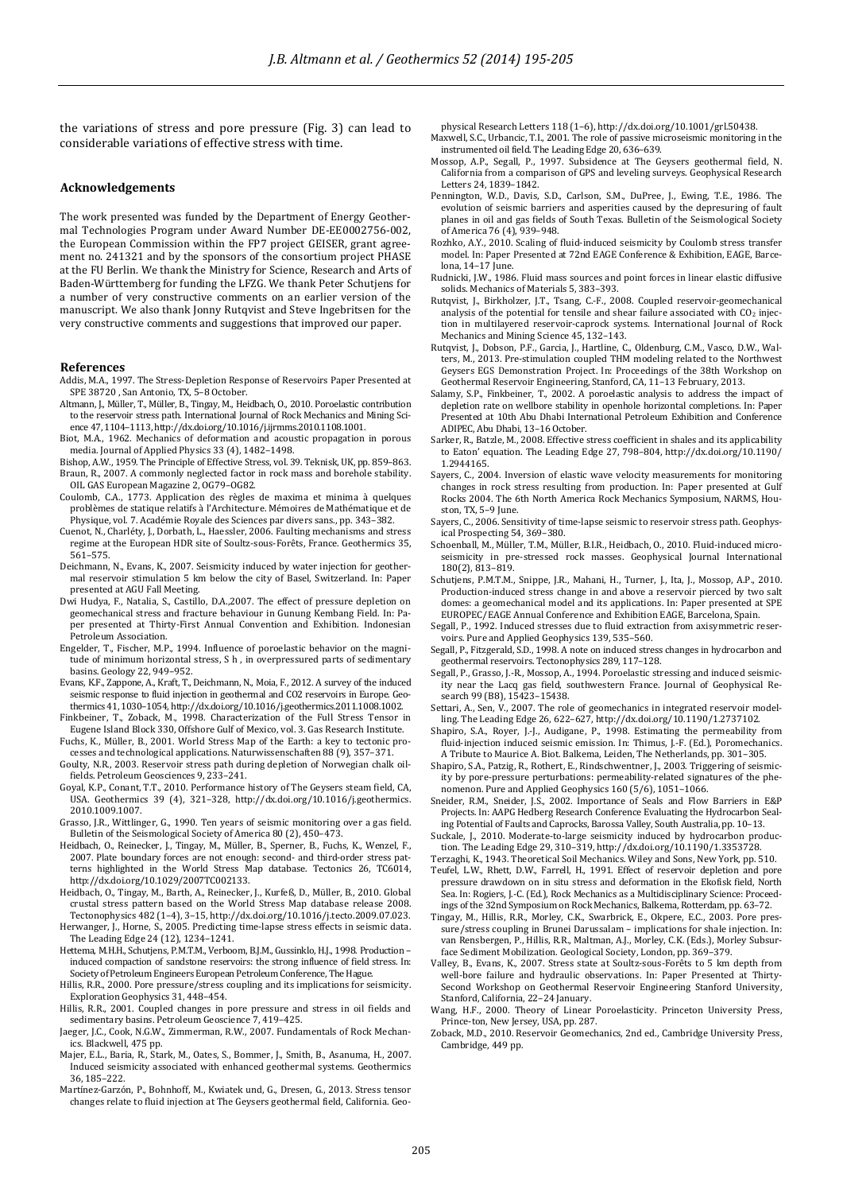the variations of stress and pore pressure (Fig. 3) can lead to considerable variations of effective stress with time.

## Acknowledgements

The work presented was funded by the Department of Energy Geothermal Technologies Program under Award Number DE-EE0002756-002, the European Commission within the FP7 project GEISER, grant agreement no. 241321 and by the sponsors of the consortium project PHASE at the FU Berlin. We thank the Ministry for Science, Research and Arts of Baden-Württemberg for funding the LFZG. We thank Peter Schutjens for a number of very constructive comments on an earlier version of the manuscript. We also thank Jonny Rutqvist and Steve Ingebritsen for the very constructive comments and suggestions that improved our paper.

## References

Addis, M.A., 1997. The Stress-Depletion Response of Reservoirs Paper Presented at SPE 38720 , San Antonio, TX, 5–8 October.

Altmann, J., Müller, T., Müller, B., Tingay, M., Heidbach, O., 2010. Poroelastic contribution to the reservoir stress path. International Journal of Rock Mechanics and Mining Science 47, 1104–1113, http://dx.doi.org/10.1016/j.ijrmms.2010.1108.1001.

Biot, M.A., 1962. Mechanics of deformation and acoustic propagation in porous media. Journal of Applied Physics 33 (4), 1482–1498.

Bishop, A.W., 1959. The Principle of Effective Stress, vol. 39. Teknisk, UK, pp. 859–863.

Braun, R., 2007. A commonly neglected factor in rock mass and borehole stability. OIL GAS European Magazine 2, OG79–OG82.

Coulomb, C.A., 1773. Application des règles de maxima et minima à quelques problèmes de statique relatifs à l'Architecture. Mémoires de Mathématique et de Physique, vol. 7. Académie Royale des Sciences par divers sans., pp. 343–382.

Cuenot, N., Charléty, J., Dorbath, L., Haessler, 2006. Faulting mechanisms and stress regime at the European HDR site of Soultz-sous-Forêts, France. Geothermics 35, 561–575.

Deichmann, N., Evans, K., 2007. Seismicity induced by water injection for geothermal reservoir stimulation 5 km below the city of Basel, Switzerland. In: Paper presented at AGU Fall Meeting.

Dwi Hudya, F., Natalia, S., Castillo, D.A.,2007. The effect of pressure depletion on geomechanical stress and fracture behaviour in Gunung Kembang Field. In: Paper presented at Thirty-First Annual Convention and Exhibition. Indonesian Petroleum Association.

Engelder, T., Fischer, M.P., 1994. Influence of poroelastic behavior on the magnitude of minimum horizontal stress, S h , in overpressured parts of sedimentary basins. Geology 22, 949–952.

Evans, K.F., Zappone, A., Kraft, T., Deichmann, N., Moia, F., 2012. A survey of the induced seismic response to fluid injection in geothermal and CO2 reservoirs in Europe. Geothermics 41, 1030–1054, http://dx.doi.org/10.1016/j.geothermics.2011.1008.1002.

Finkbeiner, T., Zoback, M., 1998. Characterization of the Full Stress Tensor in Eugene Island Block 330, Offshore Gulf of Mexico, vol. 3. Gas Research Institute.

Fuchs, K., Müller, B., 2001. World Stress Map of the Earth: a key to tectonic processes and technological applications. Naturwissenschaften 88 (9), 357–371.

Goulty, N.R., 2003. Reservoir stress path during depletion of Norwegian chalk oilfields. Petroleum Geosciences 9, 233–241.

Goyal, K.P., Conant, T.T., 2010. Performance history of The Geysers steam field, CA, USA. Geothermics 39 (4), 321–328, http://dx.doi.org/10.1016/j.geothermics.2010.1009.1007.

Grasso, J.R., Wittlinger, G., 1990. Ten years of seismic monitoring over a gas field. Bulletin of the Seismological Society of America 80 (2), 450–473.

Heidbach, O., Reinecker, J., Tingay, M., Müller, B., Sperner, B., Fuchs, K., Wenzel, F., 2007. Plate boundary forces are not enough: second- and third-order stress patterns highlighted in the World Stress Map database. Tectonics 26, TC6014, http://dx.doi.org/10.1029/2007TC002133.

Heidbach, O., Tingay, M., Barth, A., Reinecker, J., Kurfeß, D., Müller, B., 2010. Global crustal stress pattern based on the World Stress Map database release 2008. Tectonophysics 482 (1–4), 3–15, http://dx.doi.org/10.1016/j.tecto.2009.07.023.

Herwanger, J., Horne, S., 2005. Predicting time-lapse stress effects in seismic data. The Leading Edge 24 (12), 1234–1241.

Hettema, M.H.H., Schutjens, P.M.T.M., Verboom, B.J.M., Gussinklo, H.J., 1998. Production – induced compaction of sandstone reservoirs: the strong influence of field stress. In: Society of Petroleum Engineers European Petroleum Conference, The Hague.

Hillis, R.R., 2000. Pore pressure/stress coupling and its implications for seismicity. Exploration Geophysics 31, 448–454.

Hillis, R.R., 2001. Coupled changes in pore pressure and stress in oil fields and sedimentary basins. Petroleum Geoscience 7, 419–425.

Jaeger, J.C., Cook, N.G.W., Zimmerman, R.W., 2007. Fundamentals of Rock Mechanics. Blackwell, 475 pp.

Majer, E.L., Baria, R., Stark, M., Oates, S., Bommer, J., Smith, B., Asanuma, H., 2007. Induced seismicity associated with enhanced geothermal systems. Geothermics 36, 185–222.

Martínez-Garzón, P., Bohnhoff, M., Kwiatek und, G., Dresen, G., 2013. Stress tensor changes relate to fluid injection at The Geysers geothermal field, California. Geophysical Research Letters 118 (1–6), http://dx.doi.org/10.1001/grl.50438.

Maxwell, S.C., Urbancic, T.I., 2001. The role of passive microseismic monitoring in the instrumented oil field. The Leading Edge 20, 636–639.

Mossop, A.P., Segall, P., 1997. Subsidence at The Geysers geothermal field, N. California from a comparison of GPS and leveling surveys. Geophysical Research Letters 24, 1839–1842.

Pennington, W.D., Davis, S.D., Carlson, S.M., DuPree, J., Ewing, T.E., 1986. The evolution of seismic barriers and asperities caused by the depresuring of fault planes in oil and gas fields of South Texas. Bulletin of the Seismological Society of America 76 (4), 939–948.

Rozhko, A.Y., 2010. Scaling of fluid-induced seismicity by Coulomb stress transfer model. In: Paper Presented at 72nd EAGE Conference & Exhibition, EAGE, Barcelona, 14–17 June.

Rudnicki, J.W., 1986. Fluid mass sources and point forces in linear elastic diffusive solids. Mechanics of Materials 5, 383–393.

Rutqvist, J., Birkholzer, J.T., Tsang, C.-F., 2008. Coupled reservoir-geomechanical analysis of the potential for tensile and shear failure associated with $CO_2$ injection in multilayered reservoir-caprock systems. International Journal of Rock Mechanics and Mining Science 45, 132–143.

Rutqvist, J., Dobson, P.F., Garcia, J., Hartline, C., Oldenburg, C.M., Vasco, D.W., Walters, M., 2013. Pre-stimulation coupled THM modeling related to the Northwest Geysers EGS Demonstration Project. In: Proceedings of the 38th Workshop on Geothermal Reservoir Engineering, Stanford, CA, 11–13 February, 2013.

Salamy, S.P., Finkbeiner, T., 2002. A poroelastic analysis to address the impact of depletion rate on wellbore stability in openhole horizontal completions. In: Paper Presented at 10th Abu Dhabi International Petroleum Exhibition and Conference ADIPEC, Abu Dhabi, 13–16 October.

Sarker, R., Batzle, M., 2008. Effective stress coefficient in shales and its applicability to Eaton' equation. The Leading Edge 27, 798–804, http://dx.doi.org/10.1190/1.2944165.

Sayers, C., 2004. Inversion of elastic wave velocity measurements for monitoring changes in rock stress resulting from production. In: Paper presented at Gulf Rocks 2004. The 6th North America Rock Mechanics Symposium, NARMS, Houston, TX, 5–9 June.

Sayers, C., 2006. Sensitivity of time-lapse seismic to reservoir stress path. Geophysical Prospecting 54, 369–380.

Schoenball, M., Müller, T.M., Müller, B.I.R., Heidbach, O., 2010. Fluid-induced microseismicity in pre-stressed rock masses. Geophysical Journal International 180(2), 813–819.

Schutjens, P.M.T.M., Snippe, J.R., Mahani, H., Turner, J., Ita, J., Mossop, A.P., 2010. Production-induced stress change in and above a reservoir pierced by two salt domes: a geomechanical model and its applications. In: Paper presented at SPE EUROPEC/EAGE Annual Conference and Exhibition EAGE, Barcelona, Spain.

Segall, P., 1992. Induced stresses due to fluid extraction from axisymmetric reservoirs. Pure and Applied Geophysics 139, 535–560.

Segall, P., Fitzgerald, S.D., 1998. A note on induced stress changes in hydrocarbon and geothermal reservoirs. Tectonophysics 289, 117–128.

Segall, P., Grasso, J.-R., Mossop, A., 1994. Poroelastic stressing and induced seismicity near the Lacq gas field, southwestern France. Journal of Geophysical Research 99 (B8), 15423–15438.

Settari, A., Sen, V., 2007. The role of geomechanics in integrated reservoir modelling. The Leading Edge 26, 622–627, http://dx.doi.org/10.1190/1.2737102.

Shapiro, S.A., Royer, J.-J., Audigane, P., 1998. Estimating the permeability from fluid-injection induced seismic emission. In: Thimus, J.-F. (Ed.), Poromechanics. A Tribute to Maurice A. Biot. Balkema, Leiden, The Netherlands, pp. 301–305.

Shapiro, S.A., Patzig, R., Rothert, E., Rindschwentner, J., 2003. Triggering of seismicity by pore-pressure perturbations: permeability-related signatures of the phenomenon. Pure and Applied Geophysics 160 (5/6), 1051–1066.

Sneider, R.M., Sneider, J.S., 2002. Importance of Seals and Flow Barriers in E&P Projects. In: AAPG Hedberg Research Conference Evaluating the Hydrocarbon Sealing Potential of Faults and Caprocks, Barossa Valley, South Australia, pp. 10–13.

Suckale, J., 2010. Moderate-to-large seismicity induced by hydrocarbon production. The Leading Edge 29, 310–319, http://dx.doi.org/10.1190/1.3353728.

Terzaghi, K., 1943. Theoretical Soil Mechanics. Wiley and Sons, New York, pp. 510.

Teufel, L.W., Rhett, D.W., Farrell, H., 1991. Effect of reservoir depletion and pore pressure drawdown on in situ stress and deformation in the Ekofisk field, North Sea. In: Rogiers, J.-C. (Ed.), Rock Mechanics as a Multidisciplinary Science: Proceedings of the 32nd Symposium on Rock Mechanics, Balkema, Rotterdam, pp. 63–72.

Tingay, M., Hillis, R.R., Morley, C.K., Swarbrick, E., Okpere, E.C., 2003. Pore pressure/stress coupling in Brunei Darussalam – implications for shale injection. In: van Rensbergen, P., Hillis, R.R., Maltman, A.J., Morley, C.K. (Eds.), Morley Subsurface Sediment Mobilization. Geological Society, London, pp. 369–379.

Valley, B., Evans, K., 2007. Stress state at Soultz-sous-Forêts to 5 km depth from well-bore failure and hydraulic observations. In: Paper Presented at Thirty-Second Workshop on Geothermal Reservoir Engineering Stanford University, Stanford, California, 22–24 January.

Wang, H.F., 2000. Theory of Linear Poroelasticity. Princeton University Press, Prince-ton, New Jersey, USA, pp. 287.

Zoback, M.D., 2010. Reservoir Geomechanics, 2nd ed., Cambridge University Press, Cambridge, 449 pp.